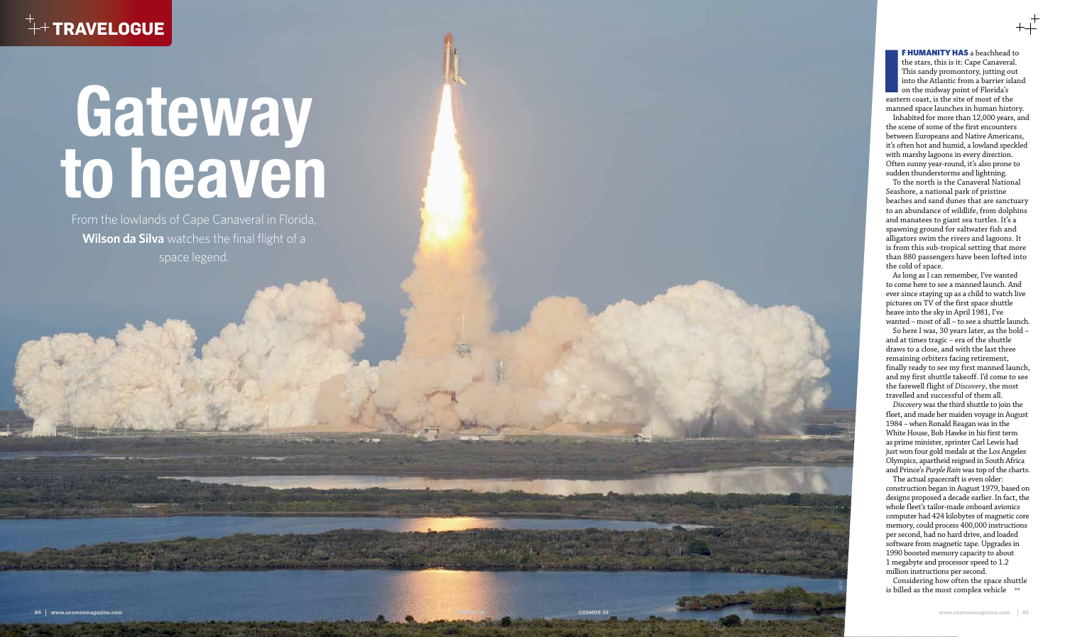# Gateway to heaven

From the lowlands of Cape Canaveral in Florida, **Wilson da Silva** watches the final flight of a space legend.

**IF HUMANITY HAS** a beachhead to the stars, this is it: Cape Canaveral. This sandy promontory, jutting out into the Atlantic from a barrier island on the midway point of Florida's eastern coast, is the site of most of the manned space launches in human history.

Inhabited for more than 12,000 years, and the scene of some of the first encounters between Europeans and Native Americans, it's often hot and humid, a lowland speckled with marshy lagoons in every direction. Often sunny year-round, it's also prone to sudden thunderstorms and lightning.

To the north is the Canaveral National Seashore, a national park of pristine beaches and sand dunes that are sanctuary to an abundance of wildlife, from dolphins and manatees to giant sea turtles. It's a spawning ground for saltwater fish and alligators swim the rivers and lagoons. It is from this sub-tropical setting that more than 880 passengers have been lofted into the cold of space.

As long as I can remember, I've wanted to come here to see a manned launch. And ever since staying up as a child to watch live pictures on TV of the first space shuttle heave into the sky in April 1981, I've wanted – most of all – to see a shuttle launch.

So here I was, 30 years later, as the bold – and at times tragic – era of the shuttle draws to a close, and with the last three remaining orbiters facing retirement, finally ready to see my first manned launch, and my first shuttle takeoff. I'd come to see the farewell flight of *Discovery*, the most travelled and successful of them all.

*Discovery* was the third shuttle to join the fleet, and made her maiden voyage in August 1984 – when Ronald Reagan was in the White House, Bob Hawke in his first term as prime minister, sprinter Carl Lewis had just won four gold medals at the Los Angeles Olympics, apartheid reigned in South Africa and Prince's *Purple Rain* was top of the charts.

The actual spacecraft is even older: construction began in August 1979, based on designs proposed a decade earlier. In fact, the whole fleet's tailor-made onboard avionics computer had 424 kilobytes of magnetic core memory, could process 400,000 instructions per second, had no hard drive, and loaded software from magnetic tape. Upgrades in 1990 boosted memory capacity to about 1 megabyte and processor speed to 1.2 million instructions per second.

Considering how often the space shuttle is billed as the most complex vehicle >>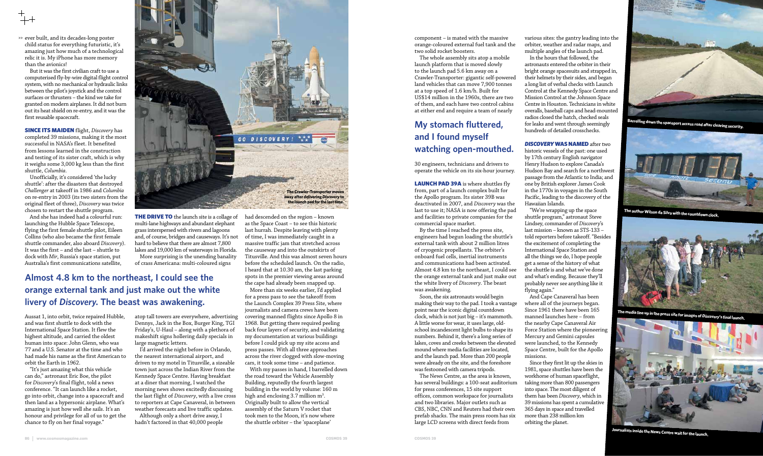ever built, and its decades-long poster child status for everything futuristic, it's amazing just how much of a technological relic it is. My iPhone has more memory than the avionics!

But it was the first civilian craft to use a computerised fly-by-wire digital flight control system, with no mechanical or hydraulic links between the pilot's joystick and the control surfaces or thrusters – the kind we take for granted on modern airplanes. It did not burn out its heat shield on re-entry, and it was the first reusable spacecraft.

**SINCE ITS MAIDEN** flight, *Discovery* has completed 39 missions, making it the most successful in NASA's fleet. It benefited from lessons learned in the construction and testing of its sister craft, which is why it weighs some 3,000 kg less than the first shuttle, *Columbia*.

Unofficially, it's considered 'the lucky shuttle': after the disasters that destroyed *Challenger* at takeoff in 1986 and *Columbia* on re-entry in 2003 (its two sisters from the original fleet of three), *Discovery* was twice chosen to restart the shuttle program.

And she has indeed had a colourful run: launching the Hubble Space Telescope, flying the first female shuttle pilot, Eileen Collins (who also became the first female shuttle commander, also aboard *Discovery*). It was the first – and the last – shuttle to dock with *Mir*, Russia's space station, put Australia's first communications satellite, Aussat 1, into orbit, twice repaired Hubble, and was first shuttle to dock with the International Space Station. It flew the highest altitude, and carried the oldest human into space: John Glenn, who was 77 and a U.S. Senator at the time and who had made his name as the first American to orbit the Earth in 1962.

"It's just amazing what this vehicle can do," astronaut Eric Boe, the pilot for *Discovery*'s final flight, told a news conference. "It can launch like a rocket, go into orbit, change into a spacecraft and then land as a hypersonic airplane. What's amazing is just how well she sails. It's an honour and privilege for all of us to get the chance to fly on her final voyage."

The Crawler-Transporter moves away after delivering *Discovery* to the launch pad for the last time.

**THE DRIVE TO** the launch site is a collage of multi-lane highways and abundant elephant grass interspersed with rivers and lagoons and, of course, bridges and causeways. It's not hard to believe that there are almost 7,800 lakes and 19,000 km of waterways in Florida.

More surprising is the unending banality of crass Americana: multi-coloured signs atop tall towers are everywhere, advertising Dennys, Jack in the Box, Burger King, TGI Friday's, U-Haul – along with a plethora of makeshift signs hollering daily specials in large magnetic letters.

I'd arrived the night before in Orlando, the nearest international airport, and driven to my motel in Titusville, a sizeable town just across the Indian River from the Kennedy Space Centre. Having breakfast at a diner that morning, I watched the morning news shows excitedly discussing the last flight of *Discovery*, with a live cross to reporters at Cape Canaveral, in between weather forecasts and live traffic updates.

Although only a short drive away, I hadn't factored in that 40,000 people had descended on the region – known as the Space Coast – to see this historic last hurrah. Despite leaving with plenty of time, I was immediately caught in a massive traffic jam that stretched across the causeway and into the outskirts of Titusville. And this was almost seven hours before the scheduled launch. On the radio, I heard that at 10.30 am, the last parking spots in the premier viewing areas around the cape had already been snapped up.

**Almost 4.8 km to the northeast, I could see the orange external tank and just make out the white livery of *Discovery*. The beast was awakening.**

More than six weeks earlier, I'd applied for a press pass to see the takeoff from the Launch Complex 39 Press Site, where journalists and camera crews have been covering manned flights since Apollo 8 in 1968. But getting there required peeling back four layers of security, and validating my documentation at various buildings before I could pick up my site access and press passes. With all three approaches across the river clogged with slow-moving cars, it took some time – and patience.

With my passes in hand, I barrelled down the road toward the Vehicle Assembly Building, reputedly the fourth largest building in the world by volume: 160 m high and enclosing 3.7 million $m^3$. Originally built to allow the vertical assembly of the Saturn V rocket that took men to the Moon, it's now where the shuttle orbiter – the 'spaceplane' component – is mated with the massive orange-coloured external fuel tank and the two solid rocket boosters.

The whole assembly sits atop a mobile launch platform that is moved slowly to the launch pad 5.6 km away on a Crawler-Transporter: gigantic self-powered land vehicles that can move 7,900 tonnes at a top speed of 1.6 km/h. Built for US$14 million in the 1960s, there are two of them, and each have two control cabins at either end and require a team of nearly 30 engineers, technicians and drivers to operate the vehicle on its six-hour journey.

**My stomach fluttered, and I found myself watching open-mouthed.**

**LAUNCH PAD 39A** is where shuttles fly from, part of a launch complex built for the Apollo program. Its sister 39B was deactivated in 2007, and *Discovery* was the last to use it; NASA is now offering the pad and facilities to private companies for the commercial space market.

By the time I reached the press site, engineers had begun loading the shuttle's external tank with about 2 million litres of cryogenic propellants. The orbiter's onboard fuel cells, inertial instruments and communications had been activated. Almost 4.8 km to the northeast, I could see the orange external tank and just make out the white livery of *Discovery*. The beast was awakening.

Soon, the six astronauts would begin making their way to the pad. I took a vantage point near the iconic digital countdown clock, which is not just big – it's mammoth. A little worse for wear, it uses large, old-school incandescent light bulbs to shape its numbers. Behind it, there's a long series of lakes, coves and creeks between the elevated mound where media facilities are located, and the launch pad. More than 200 people were already on the site, and the foreshore was festooned with camera tripods.

The News Centre, as the area is known, has several buildings: a 100-seat auditorium for press conferences, 15 site support offices, common workspace for journalists and two libraries. Major outlets such as CBS, NBC, CNN and Reuters had their own prefab shacks. The main press room has six large LCD screens with direct feeds from various sites: the gantry leading into the orbiter, weather and radar maps, and multiple angles of the launch pad.

In the hours that followed, the astronauts entered the orbiter in their bright orange spacesuits and strapped in, their helmets by their sides, and began a long list of verbal checks with Launch Control at the Kennedy Space Centre and Mission Control at the Johnson Space Centre in Houston. Technicians in white overalls, baseball caps and head-mounted radios closed the hatch, checked seals for leaks and went through seemingly hundreds of detailed crosschecks.

***DISCOVERY* WAS NAMED** after two historic vessels of the past: one used by 17th century English navigator Henry Hudson to explore Canada's Hudson Bay and search for a northwest passage from the Atlantic to India; and one by British explorer James Cook in the 1770s in voyages in the South Pacific, leading to the discovery of the Hawaiian Islands.

"We're wrapping up the space shuttle program," astronaut Steve Lindsey, commander of *Discovery*'s last mission – known as STS-133 – told reporters before takeoff. "Besides the excitement of completing the International Space Station and all the things we do, I hope people get a sense of the history of what the shuttle is and what we've done and what's ending. Because they'll probably never see anything like it flying again."

And Cape Canaveral has been where all of the journeys began. Since 1961 there have been 165 manned launches here – from the nearby Cape Canaveral Air Force Station where the pioneering Mercury and Gemini capsules were launched, to the Kennedy Space Centre, built for the Apollo missions.

Since they first lit up the skies in 1981, space shuttles have been the workhorse of human spaceflight, taking more than 800 passengers into space. The most diligent of them has been *Discovery*, which in 39 missions has spent a cumulative 365 days in space and travelled more than 238 million km orbiting the planet.

Barrelling down the spaceport access road after clearing security.

The author Wilson da Silva with the countdown clock.

The media line up in the press site for images of *Discovery*'s final launch.

Journalists inside the News Centre wait for the launch.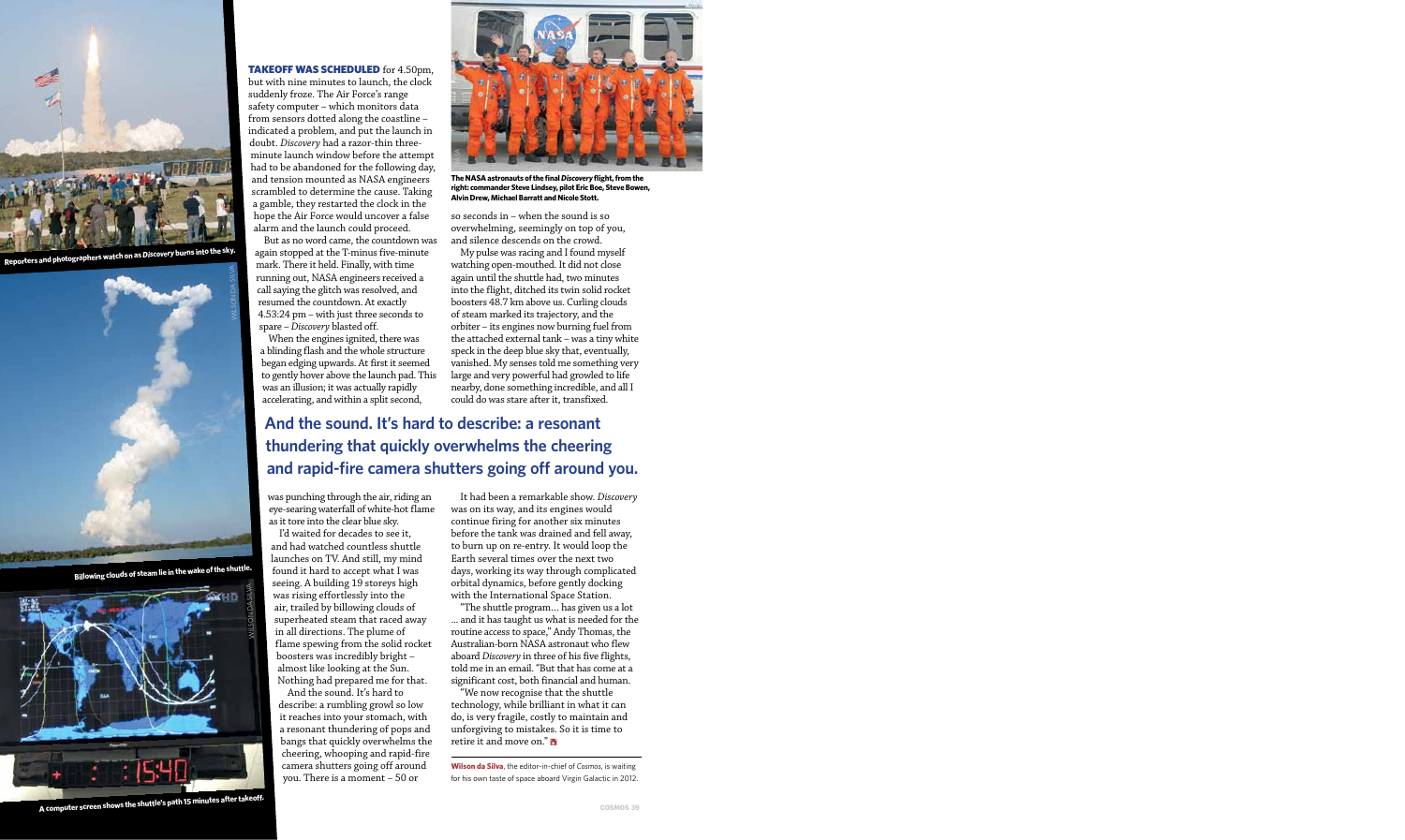**TAKEOFF WAS SCHEDULED** for 4.50pm, but with nine minutes to launch, the clock suddenly froze. The Air Force's range safety computer – which monitors data from sensors dotted along the coastline – indicated a problem, and put the launch in doubt. *Discovery* had a razor-thin three-minute launch window before the attempt had to be abandoned for the following day, and tension mounted as NASA engineers scrambled to determine the cause. Taking a gamble, they restarted the clock in the hope the Air Force would uncover a false alarm and the launch could proceed.

But as no word came, the countdown was again stopped at the T-minus five-minute mark. There it held. Finally, with time running out, NASA engineers received a call saying the glitch was resolved, and resumed the countdown. At exactly 4.53:24 pm – with just three seconds to spare – *Discovery* blasted off.

When the engines ignited, there was a blinding flash and the whole structure began edging upwards. At first it seemed to gently hover above the launch pad. This was an illusion; it was actually rapidly accelerating, and within a split second, was punching through the air, riding an eye-searing waterfall of white-hot flame as it tore into the clear blue sky.

I'd waited for decades to see it, and had watched countless shuttle launches on TV. And still, my mind found it hard to accept what I was seeing. A building 19 storeys high was rising effortlessly into the air, trailed by billowing clouds of superheated steam that raced away in all directions. The plume of flame spewing from the solid rocket boosters was incredibly bright – almost like looking at the Sun. Nothing had prepared me for that.

And the sound. It's hard to describe: a rumbling growl so low it reaches into your stomach, with a resonant thundering of pops and bangs that quickly overwhelms the cheering, whooping and rapid-fire camera shutters going off around you. There is a moment – 50 or so seconds in – when the sound is so overwhelming, seemingly on top of you, and silence descends on the crowd.

My pulse was racing and I found myself watching open-mouthed. It did not close again until the shuttle had, two minutes into the flight, ditched its twin solid rocket boosters 48.7 km above us. Curling clouds of steam marked its trajectory, and the orbiter – its engines now burning fuel from the attached external tank – was a tiny white speck in the deep blue sky that, eventually, vanished. My senses told me something very large and very powerful had growled to life nearby, done something incredible, and all I could do was stare after it, transfixed.

## And the sound. It's hard to describe: a resonant thundering that quickly overwhelms the cheering and rapid-fire camera shutters going off around you.

It had been a remarkable show. *Discovery* was on its way, and its engines would continue firing for another six minutes before the tank was drained and fell away, to burn up on re-entry. It would loop the Earth several times over the next two days, working its way through complicated orbital dynamics, before gently docking with the International Space Station.

"The shuttle program… has given us a lot … and it has taught us what is needed for the routine access to space," Andy Thomas, the Australian-born NASA astronaut who flew aboard *Discovery* in three of his five flights, told me in an email. "But that has come at a significant cost, both financial and human.

"We now recognise that the shuttle technology, while brilliant in what it can do, is very fragile, costly to maintain and unforgiving to mistakes. So it is time to retire it and move on."

**Wilson da Silva**, the editor-in-chief of *Cosmos*, is waiting for his own taste of space aboard Virgin Galactic in 2012.

Reporters and photographers watch on as *Discovery* burns into the sky.

Billowing clouds of steam lie in the wake of the shuttle.

A computer screen shows the shuttle's path 15 minutes after takeoff.

**The NASA astronauts of the final *Discovery* flight, from the right: commander Steve Lindsey, pilot Eric Boe, Steve Bowen, Alvin Drew, Michael Barratt and Nicole Stott.**